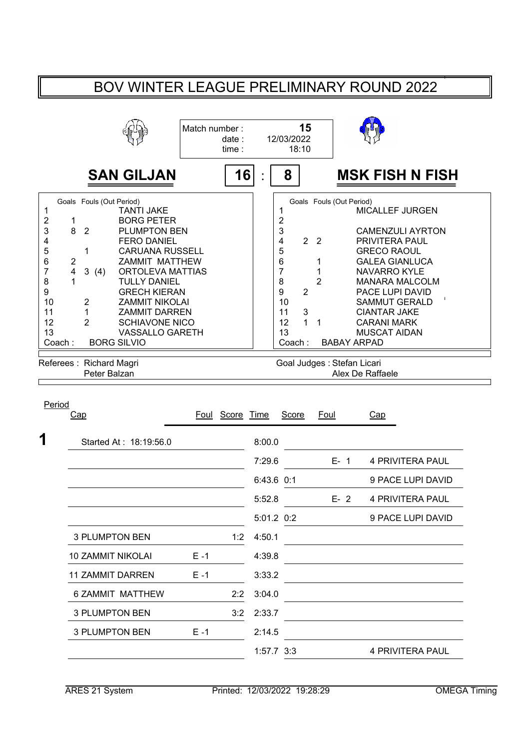# BOV WINTER LEAGUE PRELIMINARY ROUND 2022

Match number : 15
date : 12/03/2022
time : 18:10

## SAN GILJAN 16 : 8 MSK FISH N FISH

| Cap | Goals | Fouls (Out Period) | SAN GILJAN |
|---|---|---|---|
| 1 | | | TANTI JAKE |
| 2 | 1 | | BORG PETER |
| 3 | 8 | 2 | PLUMPTON BEN |
| 4 | | | FERO DANIEL |
| 5 | | 1 | CARUANA RUSSELL |
| 6 | 2 | | ZAMMIT MATTHEW |
| 7 | 4 | 3 (4) | ORTOLEVA MATTIAS |
| 8 | 1 | | TULLY DANIEL |
| 9 | | | GRECH KIERAN |
| 10 | | 2 | ZAMMIT NIKOLAI |
| 11 | | 1 | ZAMMIT DARREN |
| 12 | | 2 | SCHIAVONE NICO |
| 13 | | | VASSALLO GARETH |

Coach : BORG SILVIO

| Cap | Goals | Fouls (Out Period) | MSK FISH N FISH |
|---|---|---|---|
| 1 | | | MICALLEF JURGEN |
| 2 | | | |
| 3 | | | CAMENZULI AYRTON |
| 4 | 2 | 2 | PRIVITERA PAUL |
| 5 | | | GRECO RAOUL |
| 6 | | 1 | GALEA GIANLUCA |
| 7 | | 1 | NAVARRO KYLE |
| 8 | | 2 | MANARA MALCOLM |
| 9 | 2 | | PACE LUPI DAVID |
| 10 | | | SAMMUT GERALD |
| 11 | 3 | | CIANTAR JAKE |
| 12 | 1 | 1 | CARANI MARK |
| 13 | | | MUSCAT AIDAN |

Coach : BABAY ARPAD

Referees : Richard Magri, Peter Balzan
Goal Judges : Stefan Licari, Alex De Raffaele

| Period | Cap | Foul | Score | Time | Score | Foul | Cap |
|---|---|---|---|---|---|---|---|
| 1 | Started At : 18:19:56.0 | | | 8:00.0 | | | |
| | | | | 7:29.6 | | E- 1 | 4 PRIVITERA PAUL |
| | | | | 6:43.6 | 0:1 | | 9 PACE LUPI DAVID |
| | | | | 5:52.8 | | E- 2 | 4 PRIVITERA PAUL |
| | | | | 5:01.2 | 0:2 | | 9 PACE LUPI DAVID |
| | 3 PLUMPTON BEN | | 1:2 | 4:50.1 | | | |
| | 10 ZAMMIT NIKOLAI | E -1 | | 4:39.8 | | | |
| | 11 ZAMMIT DARREN | E -1 | | 3:33.2 | | | |
| | 6 ZAMMIT MATTHEW | | 2:2 | 3:04.0 | | | |
| | 3 PLUMPTON BEN | | 3:2 | 2:33.7 | | | |
| | 3 PLUMPTON BEN | E -1 | | 2:14.5 | | | |
| | | | | 1:57.7 | 3:3 | | 4 PRIVITERA PAUL |

ARES 21 System | Printed: 12/03/2022 19:28:29 | OMEGA Timing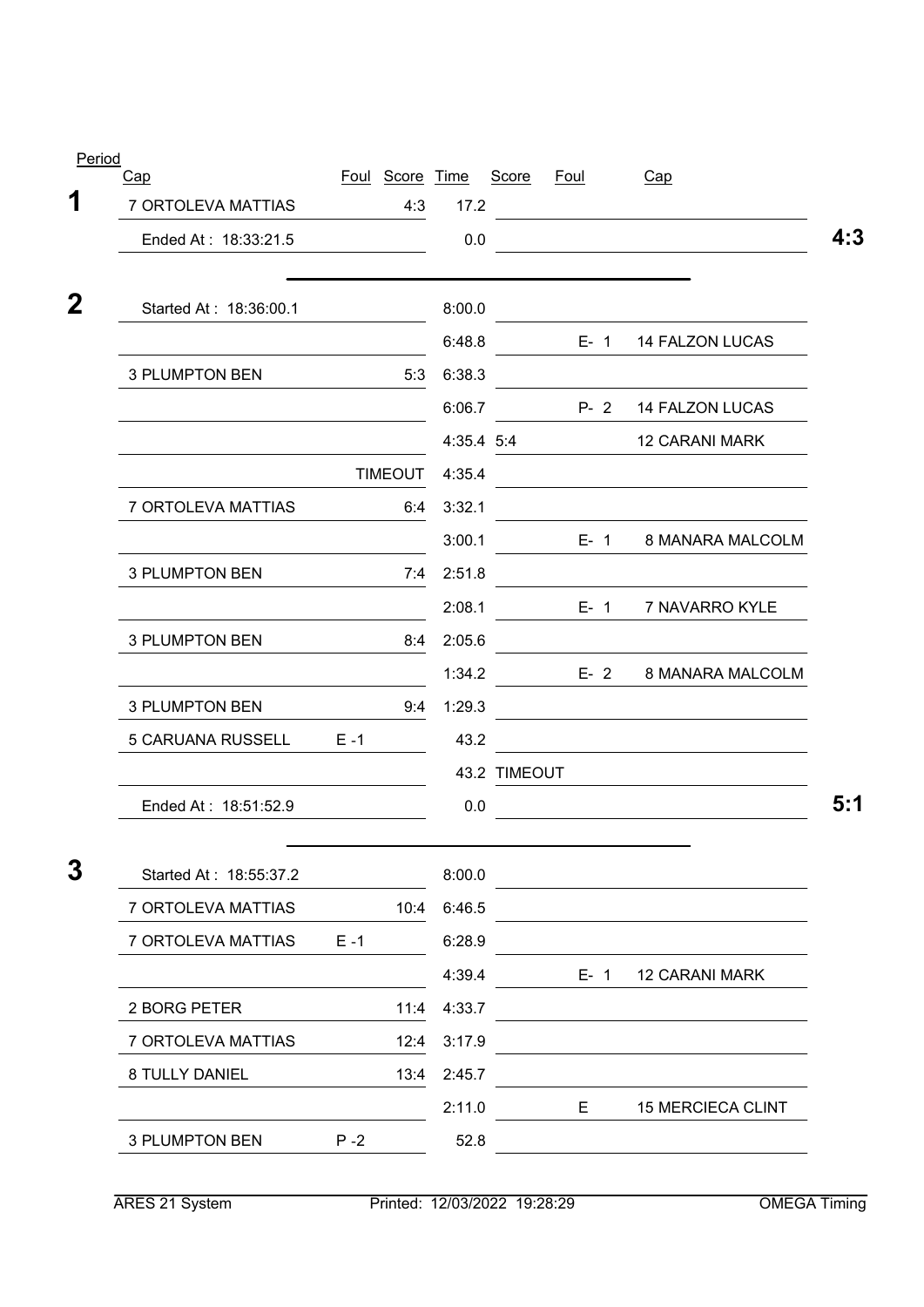| Period | Cap | Foul | Score | Time | Score | Foul | Cap | |
|---|---|---|---|---|---|---|---|---|
| **1** | 7 ORTOLEVA MATTIAS | | 4:3 | 17.2 | | | | |
| | Ended At : 18:33:21.5 | | | 0.0 | | | | **4:3** |
| **2** | Started At : 18:36:00.1 | | | 8:00.0 | | | | |
| | | | | 6:48.8 | | E- 1 | 14 FALZON LUCAS | |
| | 3 PLUMPTON BEN | | 5:3 | 6:38.3 | | | | |
| | | | | 6:06.7 | | P- 2 | 14 FALZON LUCAS | |
| | | | | 4:35.4 | 5:4 | | 12 CARANI MARK | |
| | | | TIMEOUT | 4:35.4 | | | | |
| | 7 ORTOLEVA MATTIAS | | 6:4 | 3:32.1 | | | | |
| | | | | 3:00.1 | | E- 1 | 8 MANARA MALCOLM | |
| | 3 PLUMPTON BEN | | 7:4 | 2:51.8 | | | | |
| | | | | 2:08.1 | | E- 1 | 7 NAVARRO KYLE | |
| | 3 PLUMPTON BEN | | 8:4 | 2:05.6 | | | | |
| | | | | 1:34.2 | | E- 2 | 8 MANARA MALCOLM | |
| | 3 PLUMPTON BEN | | 9:4 | 1:29.3 | | | | |
| | 5 CARUANA RUSSELL | E -1 | | 43.2 | | | | |
| | | | | 43.2 | TIMEOUT | | | |
| | Ended At : 18:51:52.9 | | | 0.0 | | | | **5:1** |
| **3** | Started At : 18:55:37.2 | | | 8:00.0 | | | | |
| | 7 ORTOLEVA MATTIAS | | 10:4 | 6:46.5 | | | | |
| | 7 ORTOLEVA MATTIAS | E -1 | | 6:28.9 | | | | |
| | | | | 4:39.4 | | E- 1 | 12 CARANI MARK | |
| | 2 BORG PETER | | 11:4 | 4:33.7 | | | | |
| | 7 ORTOLEVA MATTIAS | | 12:4 | 3:17.9 | | | | |
| | 8 TULLY DANIEL | | 13:4 | 2:45.7 | | | | |
| | | | | 2:11.0 | | E | 15 MERCIECA CLINT | |
| | 3 PLUMPTON BEN | P -2 | | 52.8 | | | | |

ARES 21 System Printed: 12/03/2022 19:28:29 OMEGA Timing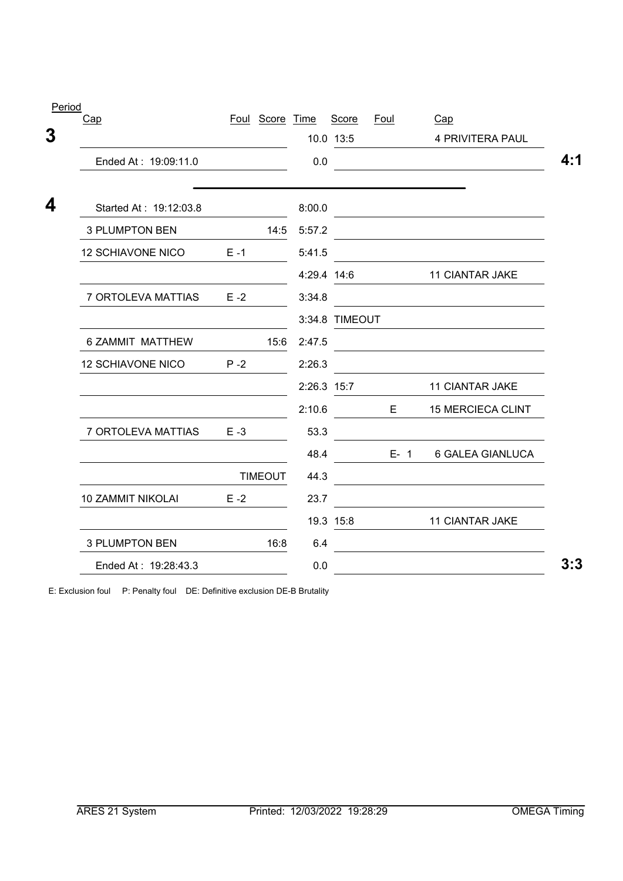| Period | Cap | Foul | Score | Time | Score | Foul | Cap | |
|---|---|---|---|---|---|---|---|---|
| 3 | | | | 10.0 | 13:5 | | 4 PRIVITERA PAUL | |
| | Ended At : 19:09:11.0 | | | 0.0 | | | | 4:1 |
| 4 | Started At : 19:12:03.8 | | | 8:00.0 | | | | |
| | 3 PLUMPTON BEN | | 14:5 | 5:57.2 | | | | |
| | 12 SCHIAVONE NICO | E -1 | | 5:41.5 | | | | |
| | | | | 4:29.4 | 14:6 | | 11 CIANTAR JAKE | |
| | 7 ORTOLEVA MATTIAS | E -2 | | 3:34.8 | | | | |
| | | | | 3:34.8 | TIMEOUT | | | |
| | 6 ZAMMIT MATTHEW | | 15:6 | 2:47.5 | | | | |
| | 12 SCHIAVONE NICO | P -2 | | 2:26.3 | | | | |
| | | | | 2:26.3 | 15:7 | | 11 CIANTAR JAKE | |
| | | | | 2:10.6 | | E | 15 MERCIECA CLINT | |
| | 7 ORTOLEVA MATTIAS | E -3 | | 53.3 | | | | |
| | | | | 48.4 | | E- 1 | 6 GALEA GIANLUCA | |
| | | | TIMEOUT | 44.3 | | | | |
| | 10 ZAMMIT NIKOLAI | E -2 | | 23.7 | | | | |
| | | | | 19.3 | 15:8 | | 11 CIANTAR JAKE | |
| | 3 PLUMPTON BEN | | 16:8 | 6.4 | | | | |
| | Ended At : 19:28:43.3 | | | 0.0 | | | | 3:3 |

E: Exclusion foul  P: Penalty foul  DE: Definitive exclusion DE-B Brutality

ARES 21 System  Printed: 12/03/2022 19:28:29  OMEGA Timing